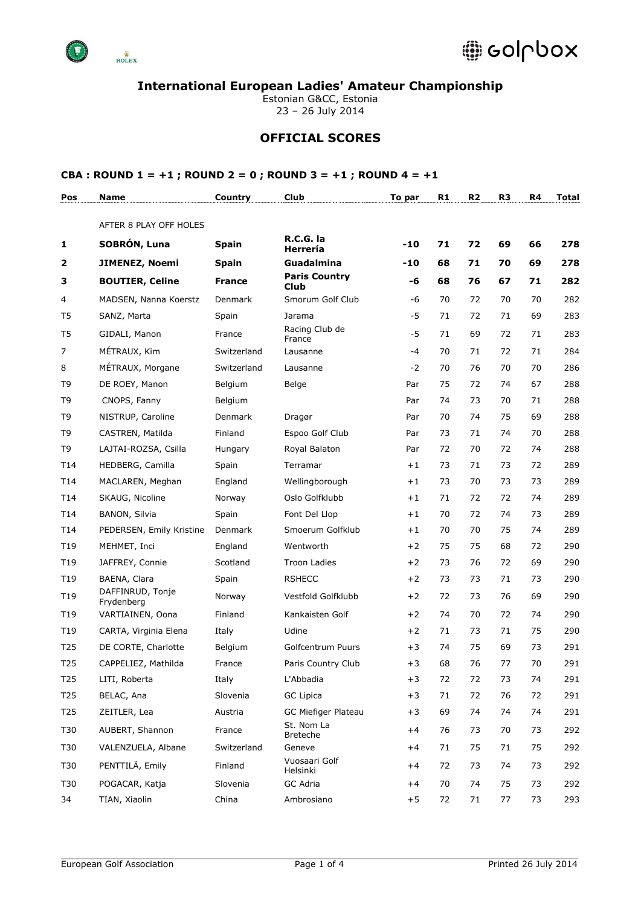# International European Ladies' Amateur Championship

Estonian G&CC, Estonia
23 – 26 July 2014

## OFFICIAL SCORES

### CBA : ROUND 1 = +1 ; ROUND 2 = 0 ; ROUND 3 = +1 ; ROUND 4 = +1

| Pos | Name | Country | Club | To par | R1 | R2 | R3 | R4 | Total |
|---|---|---|---|---|---|---|---|---|---|
| | AFTER 8 PLAY OFF HOLES | | | | | | | | |
| **1** | **SOBRÓN, Luna** | **Spain** | **R.C.G. la Herrería** | **-10** | **71** | **72** | **69** | **66** | **278** |
| **2** | **JIMENEZ, Noemi** | **Spain** | **Guadalmina** | **-10** | **68** | **71** | **70** | **69** | **278** |
| **3** | **BOUTIER, Celine** | **France** | **Paris Country Club** | **-6** | **68** | **76** | **67** | **71** | **282** |
| 4 | MADSEN, Nanna Koerstz | Denmark | Smorum Golf Club | -6 | 70 | 72 | 70 | 70 | 282 |
| T5 | SANZ, Marta | Spain | Jarama | -5 | 71 | 72 | 71 | 69 | 283 |
| T5 | GIDALI, Manon | France | Racing Club de France | -5 | 71 | 69 | 72 | 71 | 283 |
| 7 | MÉTRAUX, Kim | Switzerland | Lausanne | -4 | 70 | 71 | 72 | 71 | 284 |
| 8 | MÉTRAUX, Morgane | Switzerland | Lausanne | -2 | 70 | 76 | 70 | 70 | 286 |
| T9 | DE ROEY, Manon | Belgium | Belge | Par | 75 | 72 | 74 | 67 | 288 |
| T9 | CNOPS, Fanny | Belgium | | Par | 74 | 73 | 70 | 71 | 288 |
| T9 | NISTRUP, Caroline | Denmark | Dragør | Par | 70 | 74 | 75 | 69 | 288 |
| T9 | CASTREN, Matilda | Finland | Espoo Golf Club | Par | 73 | 71 | 74 | 70 | 288 |
| T9 | LAJTAI-ROZSA, Csilla | Hungary | Royal Balaton | Par | 72 | 70 | 72 | 74 | 288 |
| T14 | HEDBERG, Camilla | Spain | Terramar | +1 | 73 | 71 | 73 | 72 | 289 |
| T14 | MACLAREN, Meghan | England | Wellingborough | +1 | 73 | 70 | 73 | 73 | 289 |
| T14 | SKAUG, Nicoline | Norway | Oslo Golfklubb | +1 | 71 | 72 | 72 | 74 | 289 |
| T14 | BANON, Silvia | Spain | Font Del Llop | +1 | 70 | 72 | 74 | 73 | 289 |
| T14 | PEDERSEN, Emily Kristine | Denmark | Smoerum Golfklub | +1 | 70 | 70 | 75 | 74 | 289 |
| T19 | MEHMET, Inci | England | Wentworth | +2 | 75 | 75 | 68 | 72 | 290 |
| T19 | JAFFREY, Connie | Scotland | Troon Ladies | +2 | 73 | 76 | 72 | 69 | 290 |
| T19 | BAENA, Clara | Spain | RSHECC | +2 | 73 | 73 | 71 | 73 | 290 |
| T19 | DAFFINRUD, Tonje Frydenberg | Norway | Vestfold Golfklubb | +2 | 72 | 73 | 76 | 69 | 290 |
| T19 | VARTIAINEN, Oona | Finland | Kankaisten Golf | +2 | 74 | 70 | 72 | 74 | 290 |
| T19 | CARTA, Virginia Elena | Italy | Udine | +2 | 71 | 73 | 71 | 75 | 290 |
| T25 | DE CORTE, Charlotte | Belgium | Golfcentrum Puurs | +3 | 74 | 75 | 69 | 73 | 291 |
| T25 | CAPPELIEZ, Mathilda | France | Paris Country Club | +3 | 68 | 76 | 77 | 70 | 291 |
| T25 | LITI, Roberta | Italy | L'Abbadia | +3 | 72 | 72 | 73 | 74 | 291 |
| T25 | BELAC, Ana | Slovenia | GC Lipica | +3 | 71 | 72 | 76 | 72 | 291 |
| T25 | ZEITLER, Lea | Austria | GC Miefiger Plateau | +3 | 69 | 74 | 74 | 74 | 291 |
| T30 | AUBERT, Shannon | France | St. Nom La Breteche | +4 | 76 | 73 | 70 | 73 | 292 |
| T30 | VALENZUELA, Albane | Switzerland | Geneve | +4 | 71 | 75 | 71 | 75 | 292 |
| T30 | PENTTILÄ, Emily | Finland | Vuosaari Golf Helsinki | +4 | 72 | 73 | 74 | 73 | 292 |
| T30 | POGACAR, Katja | Slovenia | GC Adria | +4 | 70 | 74 | 75 | 73 | 292 |
| 34 | TIAN, Xiaolin | China | Ambrosiano | +5 | 72 | 71 | 77 | 73 | 293 |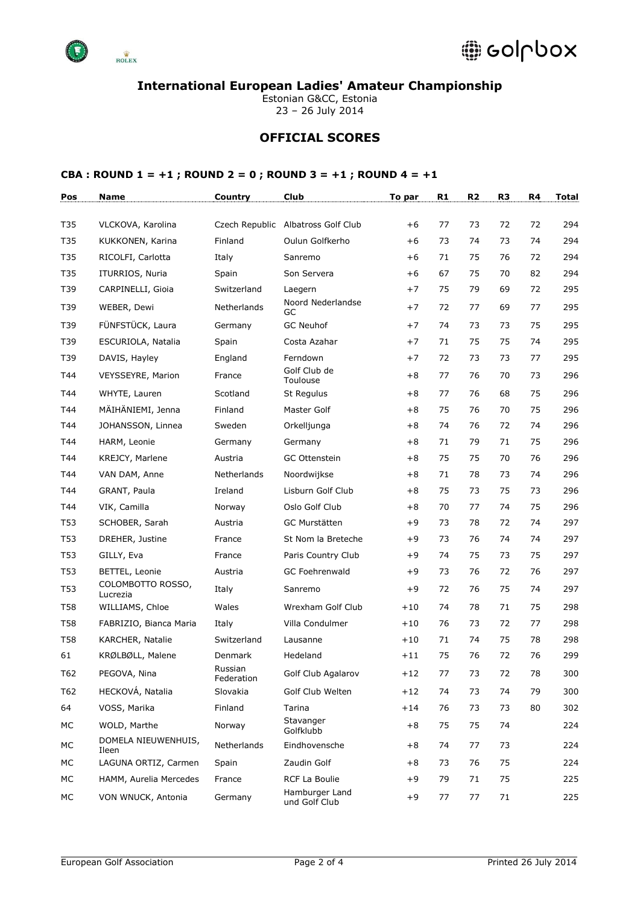# International European Ladies' Amateur Championship

Estonian G&CC, Estonia
23 – 26 July 2014

## OFFICIAL SCORES

### CBA : ROUND 1 = +1 ; ROUND 2 = 0 ; ROUND 3 = +1 ; ROUND 4 = +1

| Pos | Name | Country | Club | To par | R1 | R2 | R3 | R4 | Total |
|---|---|---|---|---|---|---|---|---|---|
| T35 | VLCKOVA, Karolina | Czech Republic | Albatross Golf Club | +6 | 77 | 73 | 72 | 72 | 294 |
| T35 | KUKKONEN, Karina | Finland | Oulun Golfkerho | +6 | 73 | 74 | 73 | 74 | 294 |
| T35 | RICOLFI, Carlotta | Italy | Sanremo | +6 | 71 | 75 | 76 | 72 | 294 |
| T35 | ITURRIOS, Nuria | Spain | Son Servera | +6 | 67 | 75 | 70 | 82 | 294 |
| T39 | CARPINELLI, Gioia | Switzerland | Laegern | +7 | 75 | 79 | 69 | 72 | 295 |
| T39 | WEBER, Dewi | Netherlands | Noord Nederlandse GC | +7 | 72 | 77 | 69 | 77 | 295 |
| T39 | FÜNFSTÜCK, Laura | Germany | GC Neuhof | +7 | 74 | 73 | 73 | 75 | 295 |
| T39 | ESCURIOLA, Natalia | Spain | Costa Azahar | +7 | 71 | 75 | 75 | 74 | 295 |
| T39 | DAVIS, Hayley | England | Ferndown | +7 | 72 | 73 | 73 | 77 | 295 |
| T44 | VEYSSEYRE, Marion | France | Golf Club de Toulouse | +8 | 77 | 76 | 70 | 73 | 296 |
| T44 | WHYTE, Lauren | Scotland | St Regulus | +8 | 77 | 76 | 68 | 75 | 296 |
| T44 | MÄIHÄNIEMI, Jenna | Finland | Master Golf | +8 | 75 | 76 | 70 | 75 | 296 |
| T44 | JOHANSSON, Linnea | Sweden | Orkelljunga | +8 | 74 | 76 | 72 | 74 | 296 |
| T44 | HARM, Leonie | Germany | Germany | +8 | 71 | 79 | 71 | 75 | 296 |
| T44 | KREJCY, Marlene | Austria | GC Ottenstein | +8 | 75 | 75 | 70 | 76 | 296 |
| T44 | VAN DAM, Anne | Netherlands | Noordwijkse | +8 | 71 | 78 | 73 | 74 | 296 |
| T44 | GRANT, Paula | Ireland | Lisburn Golf Club | +8 | 75 | 73 | 75 | 73 | 296 |
| T44 | VIK, Camilla | Norway | Oslo Golf Club | +8 | 70 | 77 | 74 | 75 | 296 |
| T53 | SCHOBER, Sarah | Austria | GC Murstätten | +9 | 73 | 78 | 72 | 74 | 297 |
| T53 | DREHER, Justine | France | St Nom la Breteche | +9 | 73 | 76 | 74 | 74 | 297 |
| T53 | GILLY, Eva | France | Paris Country Club | +9 | 74 | 75 | 73 | 75 | 297 |
| T53 | BETTEL, Leonie | Austria | GC Foehrenwald | +9 | 73 | 76 | 72 | 76 | 297 |
| T53 | COLOMBOTTO ROSSO, Lucrezia | Italy | Sanremo | +9 | 72 | 76 | 75 | 74 | 297 |
| T58 | WILLIAMS, Chloe | Wales | Wrexham Golf Club | +10 | 74 | 78 | 71 | 75 | 298 |
| T58 | FABRIZIO, Bianca Maria | Italy | Villa Condulmer | +10 | 76 | 73 | 72 | 77 | 298 |
| T58 | KARCHER, Natalie | Switzerland | Lausanne | +10 | 71 | 74 | 75 | 78 | 298 |
| 61 | KRØLBØLL, Malene | Denmark | Hedeland | +11 | 75 | 76 | 72 | 76 | 299 |
| T62 | PEGOVA, Nina | Russian Federation | Golf Club Agalarov | +12 | 77 | 73 | 72 | 78 | 300 |
| T62 | HECKOVÁ, Natalia | Slovakia | Golf Club Welten | +12 | 74 | 73 | 74 | 79 | 300 |
| 64 | VOSS, Marika | Finland | Tarina | +14 | 76 | 73 | 73 | 80 | 302 |
| MC | WOLD, Marthe | Norway | Stavanger Golfklubb | +8 | 75 | 75 | 74 | | 224 |
| MC | DOMELA NIEUWENHUIS, Ileen | Netherlands | Eindhovensche | +8 | 74 | 77 | 73 | | 224 |
| MC | LAGUNA ORTIZ, Carmen | Spain | Zaudin Golf | +8 | 73 | 76 | 75 | | 224 |
| MC | HAMM, Aurelia Mercedes | France | RCF La Boulie | +9 | 79 | 71 | 75 | | 225 |
| MC | VON WNUCK, Antonia | Germany | Hamburger Land und Golf Club | +9 | 77 | 77 | 71 | | 225 |

European Golf Association — Printed 26 July 2014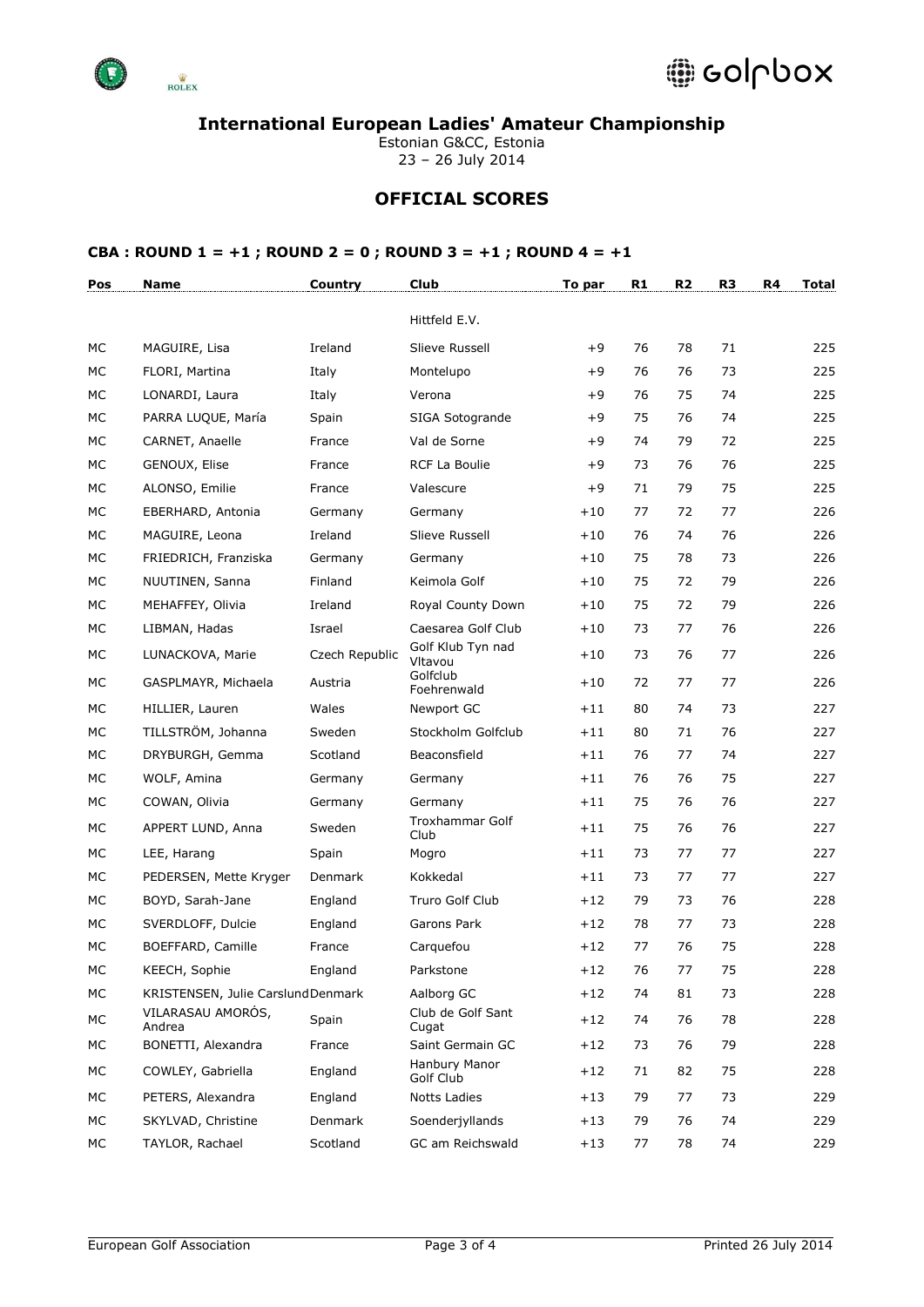## International European Ladies' Amateur Championship

Estonian G&CC, Estonia
23 – 26 July 2014

### OFFICIAL SCORES

#### CBA : ROUND 1 = +1 ; ROUND 2 = 0 ; ROUND 3 = +1 ; ROUND 4 = +1

| Pos | Name | Country | Club | To par | R1 | R2 | R3 | R4 | Total |
|---|---|---|---|---|---|---|---|---|---|
| | | | Hittfeld E.V. | | | | | | |
| MC | MAGUIRE, Lisa | Ireland | Slieve Russell | +9 | 76 | 78 | 71 | | 225 |
| MC | FLORI, Martina | Italy | Montelupo | +9 | 76 | 76 | 73 | | 225 |
| MC | LONARDI, Laura | Italy | Verona | +9 | 76 | 75 | 74 | | 225 |
| MC | PARRA LUQUE, María | Spain | SIGA Sotogrande | +9 | 75 | 76 | 74 | | 225 |
| MC | CARNET, Anaelle | France | Val de Sorne | +9 | 74 | 79 | 72 | | 225 |
| MC | GENOUX, Elise | France | RCF La Boulie | +9 | 73 | 76 | 76 | | 225 |
| MC | ALONSO, Emilie | France | Valescure | +9 | 71 | 79 | 75 | | 225 |
| MC | EBERHARD, Antonia | Germany | Germany | +10 | 77 | 72 | 77 | | 226 |
| MC | MAGUIRE, Leona | Ireland | Slieve Russell | +10 | 76 | 74 | 76 | | 226 |
| MC | FRIEDRICH, Franziska | Germany | Germany | +10 | 75 | 78 | 73 | | 226 |
| MC | NUUTINEN, Sanna | Finland | Keimola Golf | +10 | 75 | 72 | 79 | | 226 |
| MC | MEHAFFEY, Olivia | Ireland | Royal County Down | +10 | 75 | 72 | 79 | | 226 |
| MC | LIBMAN, Hadas | Israel | Caesarea Golf Club | +10 | 73 | 77 | 76 | | 226 |
| MC | LUNACKOVA, Marie | Czech Republic | Golf Klub Tyn nad Vltavou | +10 | 73 | 76 | 77 | | 226 |
| MC | GASPLMAYR, Michaela | Austria | Golfclub Foehrenwald | +10 | 72 | 77 | 77 | | 226 |
| MC | HILLIER, Lauren | Wales | Newport GC | +11 | 80 | 74 | 73 | | 227 |
| MC | TILLSTRÖM, Johanna | Sweden | Stockholm Golfclub | +11 | 80 | 71 | 76 | | 227 |
| MC | DRYBURGH, Gemma | Scotland | Beaconsfield | +11 | 76 | 77 | 74 | | 227 |
| MC | WOLF, Amina | Germany | Germany | +11 | 76 | 76 | 75 | | 227 |
| MC | COWAN, Olivia | Germany | Germany | +11 | 75 | 76 | 76 | | 227 |
| MC | APPERT LUND, Anna | Sweden | Troxhammar Golf Club | +11 | 75 | 76 | 76 | | 227 |
| MC | LEE, Harang | Spain | Mogro | +11 | 73 | 77 | 77 | | 227 |
| MC | PEDERSEN, Mette Kryger | Denmark | Kokkedal | +11 | 73 | 77 | 77 | | 227 |
| MC | BOYD, Sarah-Jane | England | Truro Golf Club | +12 | 79 | 73 | 76 | | 228 |
| MC | SVERDLOFF, Dulcie | England | Garons Park | +12 | 78 | 77 | 73 | | 228 |
| MC | BOEFFARD, Camille | France | Carquefou | +12 | 77 | 76 | 75 | | 228 |
| MC | KEECH, Sophie | England | Parkstone | +12 | 76 | 77 | 75 | | 228 |
| MC | KRISTENSEN, Julie Carslund | Denmark | Aalborg GC | +12 | 74 | 81 | 73 | | 228 |
| MC | VILARASAU AMORÓS, Andrea | Spain | Club de Golf Sant Cugat | +12 | 74 | 76 | 78 | | 228 |
| MC | BONETTI, Alexandra | France | Saint Germain GC | +12 | 73 | 76 | 79 | | 228 |
| MC | COWLEY, Gabriella | England | Hanbury Manor Golf Club | +12 | 71 | 82 | 75 | | 228 |
| MC | PETERS, Alexandra | England | Notts Ladies | +13 | 79 | 77 | 73 | | 229 |
| MC | SKYLVAD, Christine | Denmark | Soenderjyllands | +13 | 79 | 76 | 74 | | 229 |
| MC | TAYLOR, Rachael | Scotland | GC am Reichswald | +13 | 77 | 78 | 74 | | 229 |

European Golf Association — Printed 26 July 2014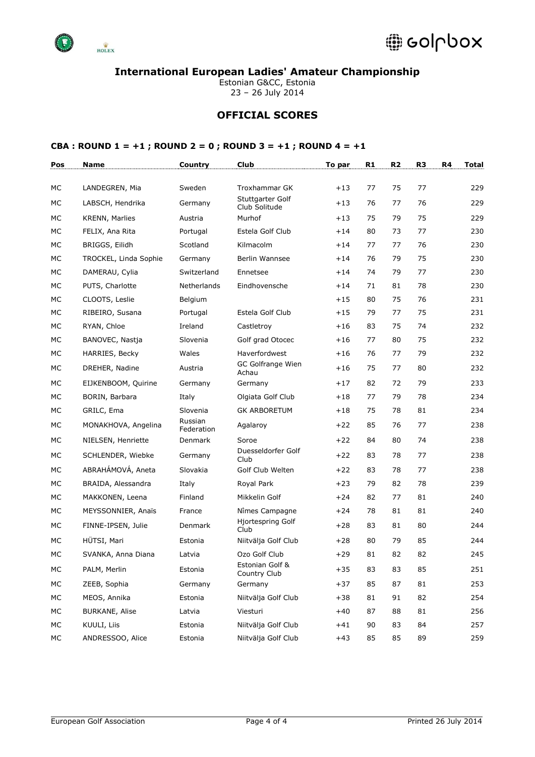## International European Ladies' Amateur Championship

Estonian G&CC, Estonia
23 – 26 July 2014

## OFFICIAL SCORES

### CBA : ROUND 1 = +1 ; ROUND 2 = 0 ; ROUND 3 = +1 ; ROUND 4 = +1

| Pos | Name | Country | Club | To par | R1 | R2 | R3 | R4 | Total |
|---|---|---|---|---|---|---|---|---|---|
| MC | LANDEGREN, Mia | Sweden | Troxhammar GK | +13 | 77 | 75 | 77 | | 229 |
| MC | LABSCH, Hendrika | Germany | Stuttgarter Golf Club Solitude | +13 | 76 | 77 | 76 | | 229 |
| MC | KRENN, Marlies | Austria | Murhof | +13 | 75 | 79 | 75 | | 229 |
| MC | FELIX, Ana Rita | Portugal | Estela Golf Club | +14 | 80 | 73 | 77 | | 230 |
| MC | BRIGGS, Eilidh | Scotland | Kilmacolm | +14 | 77 | 77 | 76 | | 230 |
| MC | TROCKEL, Linda Sophie | Germany | Berlin Wannsee | +14 | 76 | 79 | 75 | | 230 |
| MC | DAMERAU, Cylia | Switzerland | Ennetsee | +14 | 74 | 79 | 77 | | 230 |
| MC | PUTS, Charlotte | Netherlands | Eindhovensche | +14 | 71 | 81 | 78 | | 230 |
| MC | CLOOTS, Leslie | Belgium | | +15 | 80 | 75 | 76 | | 231 |
| MC | RIBEIRO, Susana | Portugal | Estela Golf Club | +15 | 79 | 77 | 75 | | 231 |
| MC | RYAN, Chloe | Ireland | Castletroy | +16 | 83 | 75 | 74 | | 232 |
| MC | BANOVEC, Nastja | Slovenia | Golf grad Otocec | +16 | 77 | 80 | 75 | | 232 |
| MC | HARRIES, Becky | Wales | Haverfordwest | +16 | 76 | 77 | 79 | | 232 |
| MC | DREHER, Nadine | Austria | GC Golfrange Wien Achau | +16 | 75 | 77 | 80 | | 232 |
| MC | EIJKENBOOM, Quirine | Germany | Germany | +17 | 82 | 72 | 79 | | 233 |
| MC | BORIN, Barbara | Italy | Olgiata Golf Club | +18 | 77 | 79 | 78 | | 234 |
| MC | GRILC, Ema | Slovenia | GK ARBORETUM | +18 | 75 | 78 | 81 | | 234 |
| MC | MONAKHOVA, Angelina | Russian Federation | Agalaroy | +22 | 85 | 76 | 77 | | 238 |
| MC | NIELSEN, Henriette | Denmark | Soroe | +22 | 84 | 80 | 74 | | 238 |
| MC | SCHLENDER, Wiebke | Germany | Duesseldorfer Golf Club | +22 | 83 | 78 | 77 | | 238 |
| MC | ABRAHÁMOVÁ, Aneta | Slovakia | Golf Club Welten | +22 | 83 | 78 | 77 | | 238 |
| MC | BRAIDA, Alessandra | Italy | Royal Park | +23 | 79 | 82 | 78 | | 239 |
| MC | MAKKONEN, Leena | Finland | Mikkelin Golf | +24 | 82 | 77 | 81 | | 240 |
| MC | MEYSSONNIER, Anaïs | France | Nîmes Campagne | +24 | 78 | 81 | 81 | | 240 |
| MC | FINNE-IPSEN, Julie | Denmark | Hjortespring Golf Club | +28 | 83 | 81 | 80 | | 244 |
| MC | HÜTSI, Mari | Estonia | Niitvälja Golf Club | +28 | 80 | 79 | 85 | | 244 |
| MC | SVANKA, Anna Diana | Latvia | Ozo Golf Club | +29 | 81 | 82 | 82 | | 245 |
| MC | PALM, Merlin | Estonia | Estonian Golf & Country Club | +35 | 83 | 83 | 85 | | 251 |
| MC | ZEEB, Sophia | Germany | Germany | +37 | 85 | 87 | 81 | | 253 |
| MC | MEOS, Annika | Estonia | Niitvälja Golf Club | +38 | 81 | 91 | 82 | | 254 |
| MC | BURKANE, Alise | Latvia | Viesturi | +40 | 87 | 88 | 81 | | 256 |
| MC | KUULI, Liis | Estonia | Niitvälja Golf Club | +41 | 90 | 83 | 84 | | 257 |
| MC | ANDRESSOO, Alice | Estonia | Niitvälja Golf Club | +43 | 85 | 85 | 89 | | 259 |

European Golf Association — Printed 26 July 2014